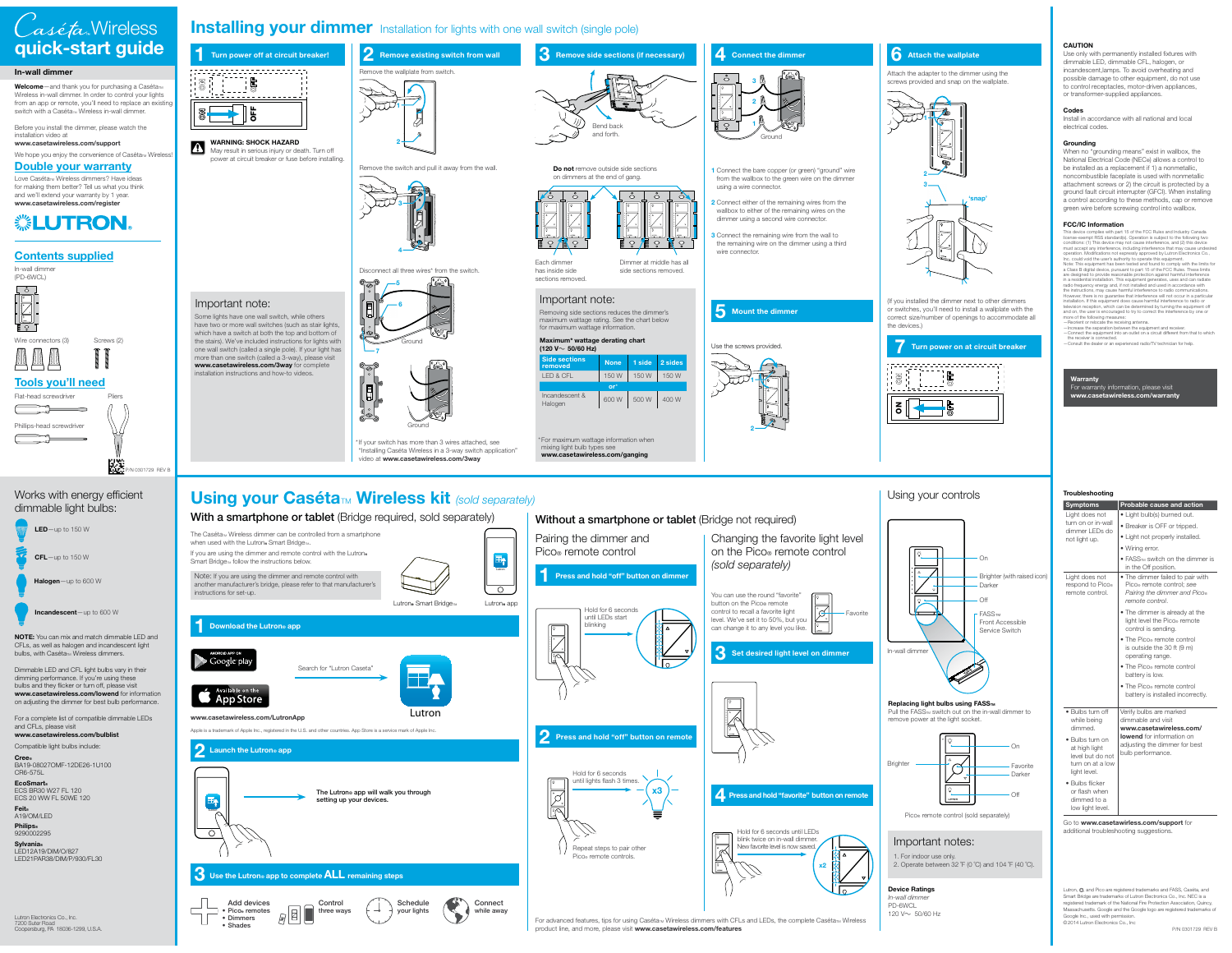# Caséta Wireless quick-start guide

## In-wall dimmer

**Welcome**—and thank you for purchasing a Caséta™ Wireless in-wall dimmer. In order to control your lights from an app or remote, you'll need to replace an existing switch with a Caséta™ Wireless in-wall dimmer.

Before you install the dimmer, please watch the installation video at **www.casetawireless.com/support**

We hope you enjoy the convenience of Caséta™ Wireless!

## Double your warranty

Love Caséta™ Wireless dimmers? Have ideas for making them better? Tell us what you think and we'll extend your warranty by 1 year. **www.casetawireless.com/register**

LUTRON®

## Contents supplied

In-wall dimmer (PD-6WCL)

Wire connectors (3)

Screws (2)

## Tools you'll need

Flat-head screwdriver

Pliers

Phillips-head screwdriver

P/N 0301729 REV B

# Installing your dimmer

Installation for lights with one wall switch (single pole)

## 1 Turn power off at circuit breaker!

ON

OFF

**WARNING: SHOCK HAZARD**
May result in serious injury or death. Turn off power at circuit breaker or fuse before installing.

## 2 Remove existing switch from wall

Remove the wallplate from switch.

Remove the switch and pull it away from the wall.

Disconnect all three wires* from the switch.

Ground

### Important note:

Some lights have one wall switch, while others have two or more wall switches (such as stair lights, which have a switch at both the top and bottom of the stairs). We've included instructions for lights with one wall switch (called a single pole). If your light has more than one switch (called a 3-way), please visit **www.casetawireless.com/3way** for complete installation instructions and how-to videos.

*If your switch has more than 3 wires attached, see "Installing Caséta Wireless in a 3-way switch application" video at **www.casetawireless.com/3way**

## 3 Remove side sections (if necessary)

Bend back and forth.

**Do not** remove outside side sections on dimmers at the end of gang.

Each dimmer has inside side sections removed.

Dimmer at middle has all side sections removed.

### Important note:

Removing side sections reduces the dimmer's maximum wattage rating. See the chart below for maximum wattage information.

**Maximum* wattage derating chart (120 V~ 50/60 Hz)**

| Side sections removed | None | 1 side | 2 sides |
|---|---|---|---|
| LED & CFL | 150 W | 150 W | 150 W |
| or* | | | |
| Incandescent & Halogen | 600 W | 500 W | 400 W |

*For maximum wattage information when mixing light bulb types see **www.casetawireless.com/ganging**

## 4 Connect the dimmer

Ground

1 Connect the bare copper (or green) "ground" wire from the wallbox to the green wire on the dimmer using a wire connector.

2 Connect either of the remaining wires from the wallbox to either of the remaining wires on the dimmer using a second wire connector.

3 Connect the remaining wire from the wall to the remaining wire on the dimmer using a third wire connector.

## 5 Mount the dimmer

Use the screws provided.

## 6 Attach the wallplate

Attach the adapter to the dimmer using the screws provided and snap on the wallplate.

'snap'

(If you installed the dimmer next to other dimmers or switches, you'll need to install a wallplate with the correct size/number of openings to accommodate all the devices.)

## 7 Turn power on at circuit breaker

OFF

ON

### CAUTION

Use only with permanently installed fixtures with dimmable LED, dimmable CFL, halogen, or incandescent lamps. To avoid overheating and possible damage to other equipment, do not use to control receptacles, motor-driven appliances, or transformer-supplied appliances.

### Codes

Install in accordance with all national and local electrical codes.

### Grounding

When no "grounding means" exist in wallbox, the National Electrical Code (NEC®) allows a control to be installed as a replacement if 1) a nonmetallic, noncombustible faceplate is used with nonmetallic attachment screws or 2) the circuit is protected by a ground fault circuit interrupter (GFCI). When installing a control according to these methods, cap or remove green wire before screwing control into wallbox.

### FCC/IC Information

This device complies with part 15 of the FCC Rules and Industry Canada license-exempt RSS standard(s). Operation is subject to the following two conditions: (1) This device may not cause interference, and (2) this device must accept any interference, including interference that may cause undesired operation. Modifications not expressly approved by Lutron Electronics Co., Inc. could void the user's authority to operate this equipment.
Note: This equipment has been tested and found to comply with the limits for a Class B digital device, pursuant to part 15 of the FCC Rules. These limits are designed to provide reasonable protection against harmful interference in a residential installation. This equipment generates, uses and can radiate radio frequency energy and, if not installed and used in accordance with the instructions, may cause harmful interference to radio communications. However, there is no guarantee that interference will not occur in a particular installation. If this equipment does cause harmful interference to radio or television reception, which can be determined by turning the equipment off and on, the user is encouraged to try to correct the interference by one or more of the following measures:
—Reorient or relocate the receiving antenna.
—Increase the separation between the equipment and receiver.
—Connect the equipment into an outlet on a circuit different from that to which the receiver is connected.
—Consult the dealer or an experienced radio/TV technician for help.

### Warranty

For warranty information, please visit **www.casetawireless.com/warranty**

## Works with energy efficient dimmable light bulbs:

**LED**—up to 150 W

**CFL**—up to 150 W

**Halogen**—up to 600 W

**Incandescent**—up to 600 W

**NOTE:** You can mix and match dimmable LED and CFLs, as well as halogen and incandescent light bulbs, with Caséta™ Wireless dimmers.

Dimmable LED and CFL light bulbs vary in their dimming performance. If you're using these bulbs and they flicker or turn off, please visit **www.casetawireless.com/lowend** for information on adjusting the dimmer for best bulb performance.

For a complete list of compatible dimmable LEDs and CFLs, please visit **www.casetawireless.com/bulblist**

Compatible light bulbs include:

**Cree®**
BA19-08027OMF-12DE26-1U100
CR6-575L

**EcoSmart®**
ECS BR30 W27 FL 120
ECS 20 WW FL 50WE 120

**Feit®**
A19/OM/LED

**Philips®**
9290002295

**Sylvania®**
LED12A19/DIM/O/827
LED21PAR38/DIM/P/930/FL30

Lutron Electronics Co., Inc.
7200 Suter Road
Coopersburg, PA 18036-1299, U.S.A.

# Using your Caséta™ Wireless kit *(sold separately)*

## With a smartphone or tablet (Bridge required, sold separately)

The Caséta™ Wireless dimmer can be controlled from a smartphone when used with the Lutron® Smart Bridge™.

If you are using the dimmer and remote control with the Lutron® Smart Bridge™, follow the instructions below.

Note: If you are using the dimmer and remote control with another manufacturer's bridge, please refer to that manufacturer's instructions for set-up.

Lutron® Smart Bridge™

Lutron® app

### 1 Download the Lutron® app

Search for "Lutron Caséta"

Lutron

**www.casetawireless.com/LutronApp**

Apple is a trademark of Apple Inc., registered in the U.S. and other countries. App Store is a service mark of Apple Inc.

### 2 Launch the Lutron® app

**The Lutron® app will walk you through setting up your devices.**

### 3 Use the Lutron® app to complete ALL remaining steps

Add devices
- Pico® remotes
- Dimmers
- Shades

Control three ways

Schedule your lights

Connect while away

## Without a smartphone or tablet (Bridge not required)

### Pairing the dimmer and Pico® remote control

#### 1 Press and hold "off" button on dimmer

Hold for 6 seconds until LEDs start blinking

#### 2 Press and hold "off" button on remote

Hold for 6 seconds until lights flash 3 times.

x3

Repeat steps to pair other Pico® remote controls.

### Changing the favorite light level on the Pico® remote control *(sold separately)*

You can use the round "favorite" button on the Pico® remote control to recall a favorite light level. We've set it to 50%, but you can change it to any level you like.

Favorite

#### 3 Set desired light level on dimmer

#### 4 Press and hold "favorite" button on remote

Hold for 6 seconds until LEDs blink twice on in-wall dimmer. New favorite level is now saved.

x2

For advanced features, tips for using Caséta™ Wireless dimmers with CFLs and LEDs, the complete Caséta™ Wireless product line, and more, please visit **www.casetawireless.com/features**

## Using your controls

In-wall dimmer

On

Brighter (with raised icon)

Darker

Off

FASS™ Front Accessible Service Switch

**Replacing light bulbs using FASS™**
Pull the FASS™ switch out on the in-wall dimmer to remove power at the light socket.

Brighter

On

Favorite

Darker

Off

Pico® remote control (sold separately)

### Important notes:

1. For indoor use only.
2. Operate between 32 °F (0 °C) and 104 °F (40 °C).

**Device Ratings**
*In-wall dimmer*
PD-6WCL
120 V~ 50/60 Hz

## Troubleshooting

| Symptoms | Probable cause and action |
|---|---|
| Light does not turn on or in-wall dimmer LEDs do not light up. | • Light bulb(s) burned out.<br>• Breaker is OFF or tripped.<br>• Light not properly installed.<br>• Wiring error.<br>• FASS™ switch on the dimmer is in the Off position. |
| Light does not respond to Pico® remote control. | • The dimmer failed to pair with Pico® remote control; *see Pairing the dimmer and Pico® remote control.*<br>• The dimmer is already at the light level the Pico® remote control is sending.<br>• The Pico® remote control is outside the 30 ft (9 m) operating range.<br>• The Pico® remote control battery is low.<br>• The Pico® remote control battery is installed incorrectly. |
| • Bulbs turn off while being dimmed.<br>• Bulbs turn on at high light level but do not turn on at a low light level.<br>• Bulbs flicker or flash when dimmed to a low light level. | Verify bulbs are marked dimmable and visit **www.casetawireless.com/lowend** for information on adjusting the dimmer for best bulb performance. |

Go to **www.casetawireless.com/support** for additional troubleshooting suggestions.

Lutron, the Lutron logo, and Pico are registered trademarks and FASS, Caséta, and Smart Bridge are trademarks of Lutron Electronics Co., Inc. NEC is a registered trademark of the National Fire Protection Association, Quincy, Massachusetts. Google and the Google logo are registered trademarks of Google Inc., used with permission.
©2014 Lutron Electronics Co., Inc.

P/N 0301729 REV B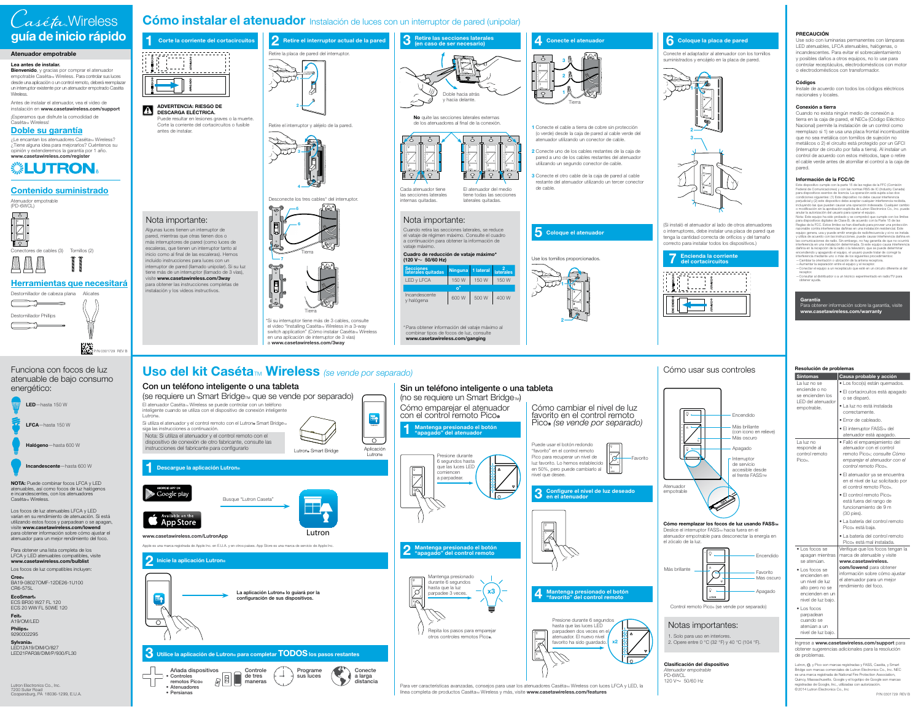# Caséta Wireless guía de inicio rápido

## Atenuador empotrable

**Lea antes de instalar.**
**Bienvenido**, y gracias por comprar el atenuador empotrable Caséta™ Wireless. Para controlar sus luces desde una aplicación o un control remoto, deberá reemplazar un interruptor existente por un atenuador empotrado Caséta Wireless.

Antes de instalar el atenuador, vea el video de instalación en **www.casetawireless.com/support**

¡Esperamos que disfrute la comodidad de Caséta™ Wireless!

## Doble su garantía

¿Le encantan los atenuadores Caséta™ Wireless? ¿Tiene alguna idea para mejorarlos? Cuéntenos su opinión y extenderemos la garantía por 1 año.
**www.casetawireless.com/register**

LUTRON

## Contenido suministrado

Atenuador empotrable (PD-6WCL)

Conectores de cables (3) Tornillos (2)

## Herramientas que necesitará

Destornillador de cabeza plana

Alicates

Destornillador Phillips

P/N 0301729 REV B

# Cómo instalar el atenuador
Instalación de luces con un interruptor de pared (unipolar)

## 1 Corte la corriente del cortacircuitos

**ADVERTENCIA: RIESGO DE DESCARGA ELÉCTRICA.** Puede resultar en lesiones graves o la muerte. Corte la corriente del cortacircuitos o fusible antes de instalar.

## 2 Retire el interruptor actual de la pared

Retire la placa de pared del interruptor.

Retire el interruptor y aléjelo de la pared.

Desconecte los tres cables* del interruptor.

Tierra

Tierra

*Si su interruptor tiene más de 3 cables, consulte el video "Installing Caséta™ Wireless in a 3-way switch application" (Cómo instalar Caséta™ Wireless en una aplicación de interruptor de 3 vías) a **www.casetawireless.com/3way**

### Nota importante:

Algunas luces tienen un interruptor de pared, mientras que otras tienen dos o más interruptores de pared (como luces de escaleras, que tienen un interruptor tanto al inicio como al final de las escaleras). Hemos incluido instrucciones para luces con un interruptor de pared (llamado unipolar). Si su luz tiene más de un interruptor (llamado de 3 vías), visite **www.casetawireless.com/3way** para obtener las instrucciones completas de instalación y los videos instructivos.

## 3 Retire las secciones laterales (en caso de ser necesario)

Doble hacia atrás y hacia delante.

**No** quite las secciones laterales externas de los atenuadores al final de la conexión.

Cada atenuador tiene las secciones laterales internas quitadas.

El atenuador del medio tiene todas las secciones laterales quitadas.

### Nota importante:

Cuando retira las secciones laterales, se reduce el vataje de régimen máximo. Consulte el cuadro a continuación para obtener la información de vataje máximo.

**Cuadro de reducción de vataje máximo*** (120 V~ 50/60 Hz)

| Secciones laterales quitadas | Ninguna | 1 lateral | 2 laterales |
|---|---|---|---|
| LED y LFCA | 150 W | 150 W | 150 W |
| | o* | | |
| Incandescente y halógena | 600 W | 500 W | 400 W |

*Para obtener información del vataje máximo al combinar tipos de focos de luz, consulte **www.casetawireless.com/ganging**

## 4 Conecte el atenuador

Tierra

1 Conecte el cable a tierra de cobre sin protección (o verde) desde la caja de pared al cable verde del atenuador utilizando un conector de cable.

2 Conecte uno de los cables restantes de la caja de pared a uno de los cables restantes del atenuador utilizando un segundo conector de cable.

3 Conecte el otro cable de la caja de pared al cable restante del atenuador utilizando un tercer conector de cable.

## 5 Coloque el atenuador

Use los tornillos proporcionados.

## 6 Coloque la placa de pared

Conecte el adaptador al atenuador con los tornillos suministrados y encájelo en la placa de pared.

(Si instaló el atenuador al lado de otros atenuadores o interruptores, debe instalar una placa de pared que tenga la cantidad correcta de orificios y del tamaño correcto para los dispositivos.)

## 7 Encienda la corriente del cortacircuitos

### PRECAUCIÓN

Use solo con luminarias permanentes con lámparas LED atenuables, LFCA atenuables, halógenas, o incandescentes. Para evitar el sobrecalentamiento y posibles daños a otros equipos, no lo use para controlar receptáculos, electrodomésticos con motor o electrodomésticos con transformador.

### Códigos

Instale de acuerdo con todos los códigos eléctricos nacionales y locales.

### Conexión a tierra

Cuando no exista ningún medio de conexión a tierra en la caja de pared, el NEC® (Código Eléctrico Nacional) permite la instalación de un control como reemplazo si 1) se usa una placa frontal incombustible que no sea metálica con tornillos de sujeción no metálicos o 2) el circuito está protegido por un GFCI (interruptor de circuito por falla a tierra). Al instalar un control de acuerdo con estos métodos, tape o retire el cable verde antes de atornillar el control a la caja de pared.

### Información de la FCC/IC

Este dispositivo cumple con la parte 15 de las reglas de la FFC (Comisión Federal de Comunicaciones) y con las normas RSS de IC (Industry Canada) para dispositivos exentos de licencia. La operación está sujeta a las dos condiciones siguientes: (1) Este dispositivo no debe causar interferencia perjudicial y (2) este dispositivo debe aceptar cualquier interferencia recibida, incluyendo las que puedan causar una operación indeseada. Cualquier cambio o modificación sin la aprobación explícita de Lutron Electronics Co., Inc. puede anular la autorización del usuario para operar el equipo.
Nota: Este equipo ha sido probado y se comprobó que cumple con los límites para dispositivos digitales de Clase B, de acuerdo con la Parte 15 de las Reglas de la FCC. Estos límites se han diseñado para proveer una protección razonable contra interferencias dañinas en una instalación residencial. Este equipo genera, usa y puede emitir energía de radiofrecuencia y si no se instala y usa de acuerdo con las instrucciones, puede causar interferencia dañina en las comunicaciones de radio. Sin embargo, no hay garantía de que no ocurrirá interferencia en una instalación determinada. Si este equipo causa interferencia dañina en la recepción de la radio o la televisión, que se puede determinar encendiendo y apagando el equipo, el usuario puede tratar de corregir la interferencia mediante uno o más de los siguientes procedimientos:
—Cambiar la orientación o ubicación de la antena receptora.
—Aumentar la separación entre el equipo y el receptor.
—Conectar el equipo a un receptáculo que esté en un circuito diferente al del receptor.
—Consultar al distribuidor o a un técnico experimentado en radio/TV para obtener ayuda.

### Garantía

Para obtener información sobre la garantía, visite **www.casetawireless.com/warranty**

# Funciona con focos de luz atenuable de bajo consumo energético:

**LED**—hasta 150 W

**LFCA**—hasta 150 W

**Halógeno**—hasta 600 W

**Incandescente**—hasta 600 W

**NOTA:** Puede combinar focos LFCA y LED atenuables, así como focos de luz halógenos e incandescentes, con los atenuadores Caséta™ Wireless.

Los focos de luz atenuables LFCA y LED varían en su rendimiento de atenuación. Si está utilizando estos focos y parpadean o se apagan, visite **www.casetawireless.com/lowend** para obtener información sobre cómo ajustar el atenuador para un mejor rendimiento del foco.

Para obtener una lista completa de los LFCA y LED atenuables compatibles, visite **www.casetawireless.com/bulblist**

Los focos de luz compatibles incluyen:

**Cree®**
BA19-08027OMF-12DE26-1U100
CR6-575L

**EcoSmart®**
ECS BR30 W27 FL 120
ECS 20 WW FL 50WE 120

**Feit®**
A19/OM/LED

**Philips®**
9290002295

**Sylvania®**
LED12A19/DIM/O/827
LED21PAR38/DIM/P/930/FL30

Lutron Electronics Co., Inc.
7200 Suter Road
Coopersburg, PA 18036-1299, E.U.A.

# Uso del kit Caséta™ Wireless *(se vende por separado)*

## Con un teléfono inteligente o una tableta
(se requiere un Smart Bridge™ que se vende por separado)

El atenuador Caséta™ Wireless se puede controlar con un teléfono inteligente cuando se utiliza con el dispositivo de conexión inteligente Lutron.

Si utiliza el atenuador y el control remoto con el Lutron® Smart Bridge™ siga las instrucciones a continuación.

Nota: Si utiliza el atenuador y el control remoto con el dispositivo de conexión de otro fabricante, consulte las instrucciones del fabricante para configurarlo

Lutron® Smart Bridge

Aplicación Lutron®

### 1 Descargue la aplicación Lutron®

Busque "Lutron Caseta"

Lutron

**www.casetawireless.com/LutronApp**

Apple es una marca registrada de Apple Inc. en E.U.A. y en otros países. App Store es una marca de servicio de Apple Inc.

### 2 Inicie la aplicación Lutron®

**La aplicación Lutron® lo guiará por la configuración de sus dispositivos.**

### 3 Utilice la aplicación de Lutron® para completar TODOS los pasos restantes

Añada dispositivos
- Controles remotos Pico®
- Atenuadores
- Persianas

Controle de tres maneras

Programe sus luces

Conecte a larga distancia

## Sin un teléfono inteligente o una tableta
(no se requiere un Smart Bridge™)

### Cómo emparejar el atenuador con el control remoto Pico®

#### 1 Mantenga presionado el botón "apagado" del atenuador

Presione durante 6 segundos hasta que las luces LED comiencen a parpadear.

#### 2 Mantenga presionado el botón "apagado" del control remoto

Mantenga presionado durante 6 segundos hasta que la luz parpadee 3 veces.

x3

Repita los pasos para emparejar otros controles remotos Pico®.

### Cómo cambiar el nivel de luz favorito en el control remoto Pico® *(se vende por separado)*

Puede usar el botón redondo "favorito" en el control remoto Pico para recuperar un nivel de luz favorito. Lo hemos establecido en 50%, pero puede cambiarlo al nivel que desee.

Favorito

#### 3 Configure el nivel de luz deseado en el atenuador

#### 4 Mantenga presionado el botón "favorito" del control remoto

Presione durante 6 segundos hasta que las luces LED parpadeen dos veces en el atenuador. El nuevo nivel favorito ha sido guardado.

x2

Para ver características avanzadas, consejos para usar los atenuadores Caséta™ Wireless con luces LFCA y LED, la línea completa de productos Caséta™ Wireless y más, visite **www.casetawireless.com/features**

## Cómo usar sus controles

Encendido

Más brillante (con icono en relieve)

Más oscuro

Apagado

Interruptor de servicio accesible desde el frente FASS™

Atenuador empotrable

**Cómo reemplazar los focos de luz usando FASS™**
Deslice el interruptor FASS™ hacia fuera en el atenuador empotrable para desconectar la energía en el zócalo de la luz.

Más brillante

Encendido

Favorito

Más oscuro

Apagado

Control remoto Pico® (se vende por separado)

### Notas importantes:

1. Solo para uso en interiores.
2. Opere entre 0 °C (32 °F) y 40 °C (104 °F).

**Clasificación del dispositivo**
*Atenuador empotrable*
PD-6WCL
120 V~ 50/60 Hz

## Resolución de problemas

| Síntomas | Causa probable y acción |
|---|---|
| La luz no se enciende o no se encienden los LED del atenuador empotrable. | • Los foco(s) están quemados.<br>• El cortacircuitos está apagado o se disparó.<br>• La luz no está instalada correctamente.<br>• Error de cableado.<br>• El interruptor FASS™ del atenuador está apagado. |
| La luz no responde al control remoto Pico®. | • Falló el emparejamiento del atenuador con el control remoto Pico®; consulte *Cómo emparejar el atenuador con el control remoto Pico®*.<br>• El atenuador ya se encuentra en el nivel de luz solicitado por el control remoto Pico®.<br>• El control remoto Pico® está fuera del rango de funcionamiento de 9 m (30 pies).<br>• La batería del control remoto Pico® está baja.<br>• La batería del control remoto Pico® está mal instalada. |
| • Los focos se apagan mientras se atenúan.<br>• Los focos se encienden en un nivel de luz alto pero no se encienden en un nivel de luz bajo.<br>• Los focos parpadean cuando se atenúan a un nivel de luz bajo. | Verifique que los focos tengan la marca de atenuable y visite **www.casetawireless.com/lowend** para obtener información sobre cómo ajustar el atenuador para un mejor rendimiento del foco. |

Ingrese a **www.casetawireless.com/support** para obtener sugerencias adicionales para la resolución de problemas.

Lutron, logo, y Pico son marcas registradas y FASS, Caséta, y Smart Bridge son marcas comerciales de Lutron Electronics Co., Inc. NEC es una marca registrada de National Fire Protection Association, Quincy, Massachusetts. Google y el logotipo de Google son marcas registradas de Google, Inc., utilizadas con autorización.
©2014 Lutron Electronics Co., Inc.

P/N 0301729 REV B